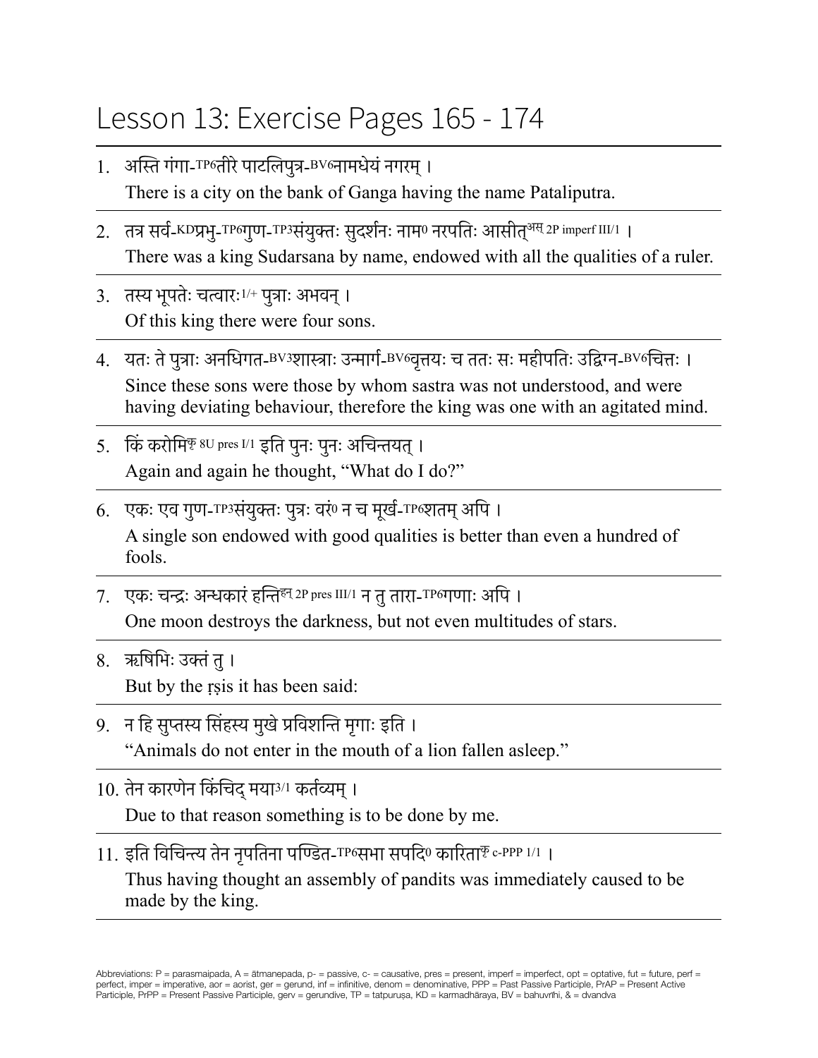# Lesson 13: Exercise Pages 165 - 174

1. अस्ति गंगा-TP6तीरे पाटलिपुत्र-BV6नामधेयं नगरम् ।
   There is a city on the bank of Ganga having the name Pataliputra.

2. तत्र सर्व-KDप्रभु-TP6गुण-TP3संयुक्तः सुदर्शनः नाम0 नरपतिः आसीत्अस् 2P imperf III/1 ।
   There was a king Sudarsana by name, endowed with all the qualities of a ruler.

3. तस्य भूपतेः चत्वारः1/+ पुत्राः अभवन् ।
   Of this king there were four sons.

4. यतः ते पुत्राः अनधिगत-BV3शास्त्राः उन्मार्ग-BV6वृत्तयः च ततः सः महीपतिः उद्विग्न-BV6चित्तः ।
   Since these sons were those by whom sastra was not understood, and were having deviating behaviour, therefore the king was one with an agitated mind.

5. किं करोमिकृ 8U pres I/1 इति पुनः पुनः अचिन्तयत् ।
   Again and again he thought, "What do I do?"

6. एकः एव गुण-TP3संयुक्तः पुत्रः वरं0 न च मूर्ख-TP6शतम् अपि ।
   A single son endowed with good qualities is better than even a hundred of fools.

7. एकः चन्द्रः अन्धकारं हन्तिहन् 2P pres III/1 न तु तारा-TP6गणाः अपि ।
   One moon destroys the darkness, but not even multitudes of stars.

8. ऋषिभिः उक्तं तु ।
   But by the ṛṣis it has been said:

9. न हि सुप्तस्य सिंहस्य मुखे प्रविशन्ति मृगाः इति ।
   "Animals do not enter in the mouth of a lion fallen asleep."

10. तेन कारणेन किंचिद् मया3/1 कर्तव्यम् ।
    Due to that reason something is to be done by me.

11. इति विचिन्त्य तेन नृपतिना पण्डित-TP6सभा सपदि0 कारिताकृ c-PPP 1/1 ।
    Thus having thought an assembly of pandits was immediately caused to be made by the king.

Abbreviations: P = parasmaipada, A = ātmanepada, p- = passive, c- = causative, pres = present, imperf = imperfect, opt = optative, fut = future, perf = perfect, imper = imperative, aor = aorist, ger = gerund, inf = infinitive, denom = denominative, PPP = Past Passive Participle, PrAP = Present Active Participle, PrPP = Present Passive Participle, gerv = gerundive, TP = tatpuruṣa, KD = karmadhāraya, BV = bahuvrīhi, & = dvandva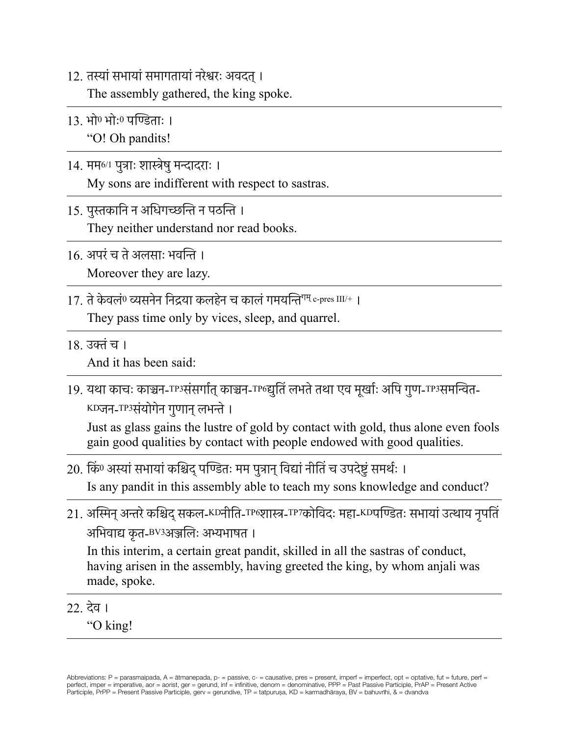12. तस्यां सभायां समागतायां नरेश्वरः अवदत् ।
    The assembly gathered, the king spoke.

---

13. भो[0] भोः[0] पण्डिताः ।
    “O! Oh pandits!

---

14. मम[6/1] पुत्राः शास्त्रेषु मन्दादराः ।
    My sons are indifferent with respect to sastras.

---

15. पुस्तकानि न अधिगच्छन्ति न पठन्ति ।
    They neither understand nor read books.

---

16. अपरं च ते अलसाः भवन्ति ।
    Moreover they are lazy.

---

17. ते केवलं[0] व्यसनेन निद्रया कलहेन च कालं गमयन्ति[गम् c-pres III/+] ।
    They pass time only by vices, sleep, and quarrel.

---

18. उक्तं च ।
    And it has been said:

---

19. यथा काचः काञ्चन-[TP3]संसर्गात् काञ्चन-[TP6]द्युतिं लभते तथा एव मूर्खाः अपि गुण-[TP3]समन्वित-[KD]जन-[TP3]संयोगेन गुणान् लभन्ते ।
    Just as glass gains the lustre of gold by contact with gold, thus alone even fools gain good qualities by contact with people endowed with good qualities.

---

20. किं[0] अस्यां सभायां कश्चिद् पण्डितः मम पुत्रान् विद्यां नीतिं च उपदेष्टुं समर्थः ।
    Is any pandit in this assembly able to teach my sons knowledge and conduct?

---

21. अस्मिन् अन्तरे कश्चिद् सकल-[KD]नीति-[TP6]शास्त्र-[TP7]कोविदः महा-[KD]पण्डितः सभायां उत्थाय नृपतिं अभिवाद्य कृत-[BV3]अञ्जलिः अभ्यभाषत ।
    In this interim, a certain great pandit, skilled in all the sastras of conduct, having arisen in the assembly, having greeted the king, by whom anjali was made, spoke.

---

22. देव ।
    “O king!

---

Abbreviations: P = parasmaipada, A = ātmanepada, p- = passive, c- = causative, pres = present, imperf = imperfect, opt = optative, fut = future, perf = perfect, imper = imperative, aor = aorist, ger = gerund, inf = infinitive, denom = denominative, PPP = Past Passive Participle, PrAP = Present Active Participle, PrPP = Present Passive Participle, gerv = gerundive, TP = tatpuruṣa, KD = karmadhāraya, BV = bahuvrīhi, & = dvandva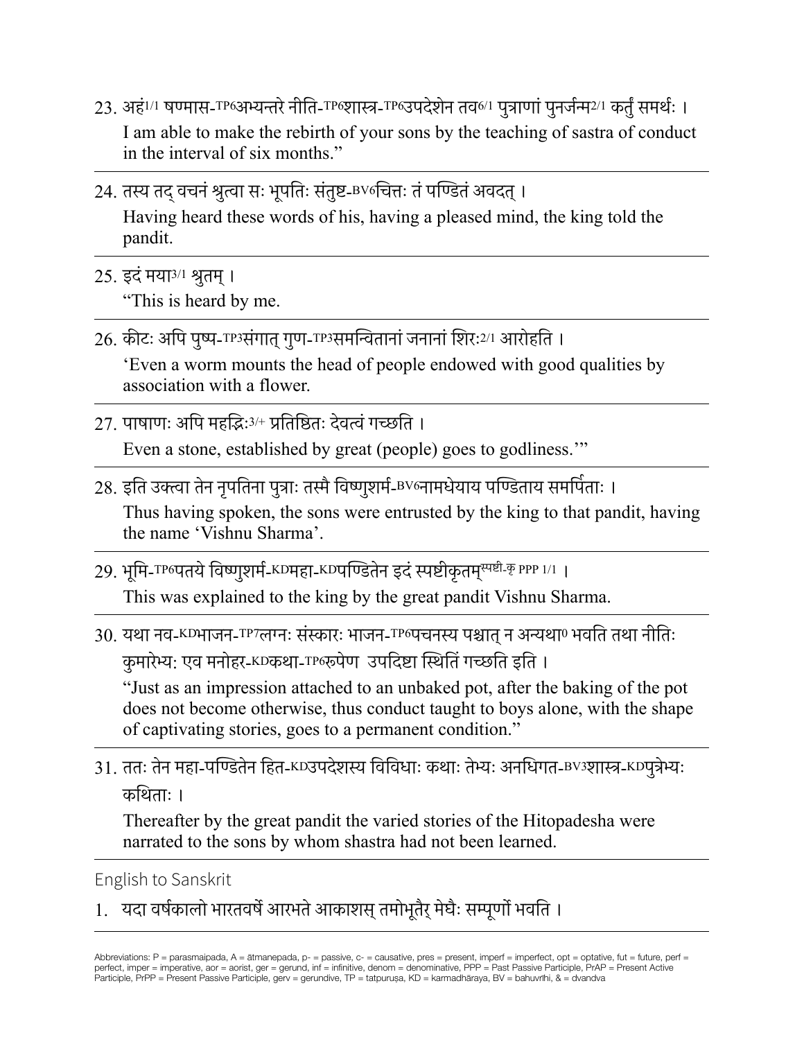23. अहं1/1 षण्मास-TP6अभ्यन्तरे नीति-TP6शास्त्र-TP6उपदेशेन तव6/1 पुत्राणां पुनर्जन्म2/1 कर्तुं समर्थः ।
    I am able to make the rebirth of your sons by the teaching of sastra of conduct in the interval of six months."

---

24. तस्य तद् वचनं श्रुत्वा सः भूपतिः संतुष्ट-BV6चित्तः तं पण्डितं अवदत् ।
    Having heard these words of his, having a pleased mind, the king told the pandit.

---

25. इदं मया3/1 श्रुतम् ।
    "This is heard by me.

---

26. कीटः अपि पुष्प-TP3संगात् गुण-TP3समन्वितानां जनानां शिरः2/1 आरोहति ।
    'Even a worm mounts the head of people endowed with good qualities by association with a flower.

---

27. पाषाणः अपि महद्भिः3/+ प्रतिष्ठितः देवत्वं गच्छति ।
    Even a stone, established by great (people) goes to godliness.'"

---

28. इति उक्त्वा तेन नृपतिना पुत्राः तस्मै विष्णुशर्म-BV6नामधेयाय पण्डिताय समर्पिताः ।
    Thus having spoken, the sons were entrusted by the king to that pandit, having the name 'Vishnu Sharma'.

---

29. भूमि-TP6पतये विष्णुशर्म-KDमहा-KDपण्डितेन इदं स्पष्टीकृतम्स्पष्टी-कृ PPP 1/1 ।
    This was explained to the king by the great pandit Vishnu Sharma.

---

30. यथा नव-KDभाजन-TP7लग्नः संस्कारः भाजन-TP6पचनस्य पश्चात् न अन्यथा0 भवति तथा नीतिः कुमारेभ्यः एव मनोहर-KDकथा-TP6रूपेण उपदिष्टा स्थितिं गच्छति इति ।
    "Just as an impression attached to an unbaked pot, after the baking of the pot does not become otherwise, thus conduct taught to boys alone, with the shape of captivating stories, goes to a permanent condition."

---

31. ततः तेन महा-पण्डितेन हित-KDउपदेशस्य विविधाः कथाः तेभ्यः अनधिगत-BV3शास्त्र-KDपुत्रेभ्यः कथिताः ।
    Thereafter by the great pandit the varied stories of the Hitopadesha were narrated to the sons by whom shastra had not been learned.

---

English to Sanskrit

1. यदा वर्षकालो भारतवर्षे आरभते आकाशस् तमोभूतैर् मेघैः सम्पूर्णो भवति ।

---

Abbreviations: P = parasmaipada, A = ātmanepada, p- = passive, c- = causative, pres = present, imperf = imperfect, opt = optative, fut = future, perf = perfect, imper = imperative, aor = aorist, ger = gerund, inf = infinitive, denom = denominative, PPP = Past Passive Participle, PrAP = Present Active Participle, PrPP = Present Passive Participle, gerv = gerundive, TP = tatpuruṣa, KD = karmadhāraya, BV = bahuvrīhi, & = dvandva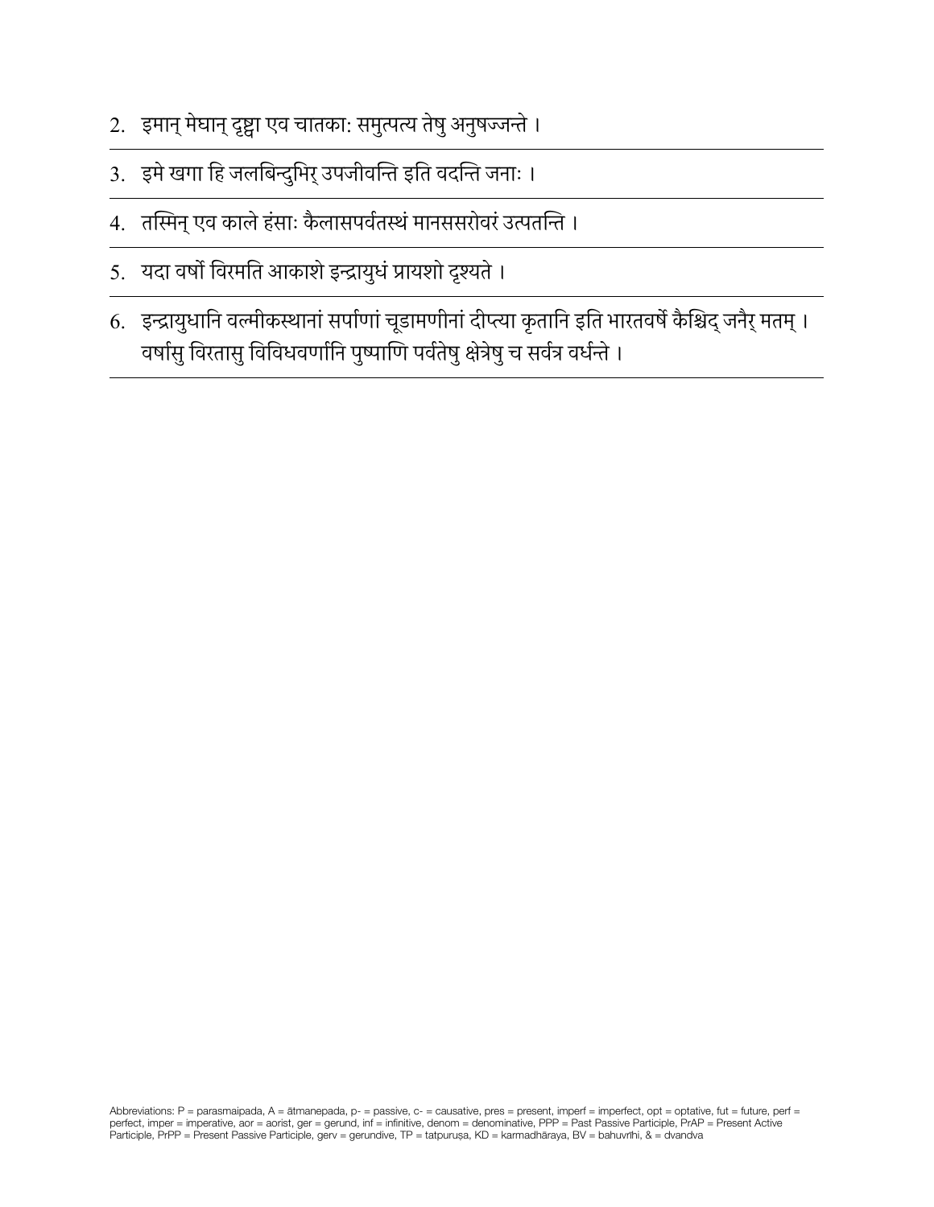2. इमान् मेघान् दृष्ट्वा एव चातकाः समुत्पत्य तेषु अनुषज्जन्ते ।

---

3. इमे खगा हि जलबिन्दुभिर् उपजीवन्ति इति वदन्ति जनाः ।

---

4. तस्मिन् एव काले हंसाः कैलासपर्वतस्थं मानससरोवरं उत्पतन्ति ।

---

5. यदा वर्षो विरमति आकाशे इन्द्रायुधं प्रायशो दृश्यते ।

---

6. इन्द्रायुधानि वल्मीकस्थानां सर्पाणां चूडामणीनां दीप्त्या कृतानि इति भारतवर्षे कैश्चिद् जनैर् मतम् । वर्षासु विरतासु विविधवर्णानि पुष्पाणि पर्वतेषु क्षेत्रेषु च सर्वत्र वर्धन्ते ।

---

Abbreviations: P = parasmaipada, A = ātmanepada, p- = passive, c- = causative, pres = present, imperf = imperfect, opt = optative, fut = future, perf = perfect, imper = imperative, aor = aorist, ger = gerund, inf = infinitive, denom = denominative, PPP = Past Passive Participle, PrAP = Present Active Participle, PrPP = Present Passive Participle, gerv = gerundive, TP = tatpuruṣa, KD = karmadhāraya, BV = bahuvrīhi, & = dvandva